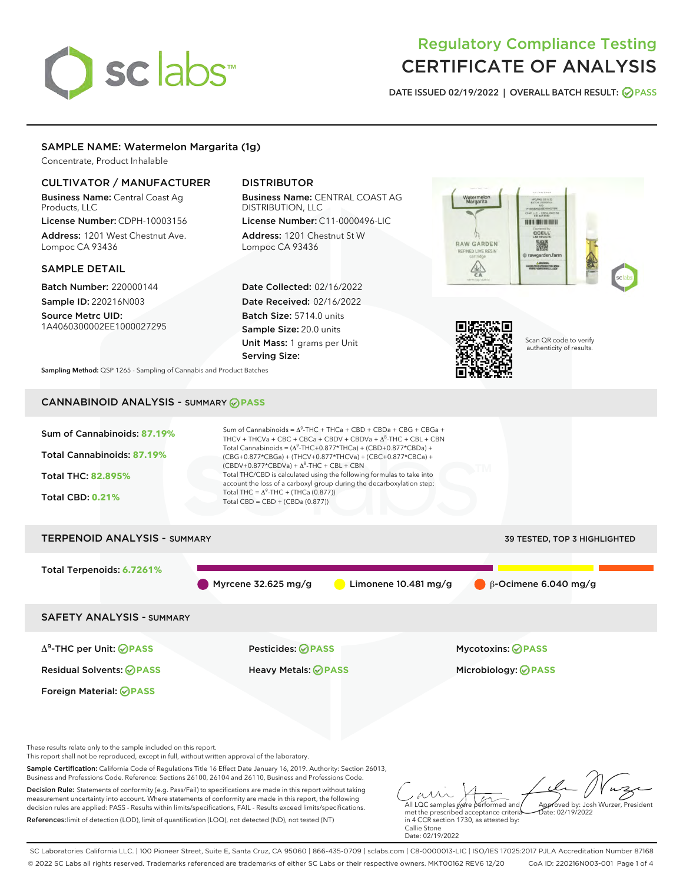# Regulatory Compliance Testing
# CERTIFICATE OF ANALYSIS

DATE ISSUED 02/19/2022 | OVERALL BATCH RESULT: PASS

## SAMPLE NAME: Watermelon Margarita (1g)

Concentrate, Product Inhalable

### CULTIVATOR / MANUFACTURER

**Business Name:** Central Coast Ag Products, LLC

**License Number:** CDPH-10003156

**Address:** 1201 West Chestnut Ave. Lompoc CA 93436

### DISTRIBUTOR

**Business Name:** CENTRAL COAST AG DISTRIBUTION, LLC

**License Number:** C11-0000496-LIC

**Address:** 1201 Chestnut St W Lompoc CA 93436

### SAMPLE DETAIL

**Batch Number:** 220000144

**Sample ID:** 220216N003

**Source Metrc UID:** 1A4060300002EE1000027295

**Date Collected:** 02/16/2022

**Date Received:** 02/16/2022

**Batch Size:** 5714.0 units

**Sample Size:** 20.0 units

**Unit Mass:** 1 grams per Unit

**Serving Size:**

Scan QR code to verify authenticity of results.

**Sampling Method:** QSP 1265 - Sampling of Cannabis and Product Batches

## CANNABINOID ANALYSIS - SUMMARY PASS

Sum of Cannabinoids: **87.19%**

Total Cannabinoids: **87.19%**

Total THC: **82.895%**

Total CBD: **0.21%**

Sum of Cannabinoids = $\Delta^9$-THC + THCa + CBD + CBDa + CBG + CBGa + THCV + THCVa + CBC + CBCa + CBDV + CBDVa + $\Delta^8$-THC + CBL + CBN

Total Cannabinoids = ($\Delta^9$-THC+0.877*THCa) + (CBD+0.877*CBDa) + (CBG+0.877*CBGa) + (THCV+0.877*THCVa) + (CBC+0.877*CBCa) + (CBDV+0.877*CBDVa) + $\Delta^8$-THC + CBL + CBN

Total THC/CBD is calculated using the following formulas to take into account the loss of a carboxyl group during the decarboxylation step:

Total THC = $\Delta^9$-THC + (THCa (0.877))

Total CBD = CBD + (CBDa (0.877))

## TERPENOID ANALYSIS - SUMMARY

39 TESTED, TOP 3 HIGHLIGHTED

Total Terpenoids: **6.7261%**

Myrcene 32.625 mg/g | Limonene 10.481 mg/g | β-Ocimene 6.040 mg/g

## SAFETY ANALYSIS - SUMMARY

| | | |
|---|---|---|
| $\Delta^9$-THC per Unit: PASS | Pesticides: PASS | Mycotoxins: PASS |
| Residual Solvents: PASS | Heavy Metals: PASS | Microbiology: PASS |
| Foreign Material: PASS | | |

These results relate only to the sample included on this report.
This report shall not be reproduced, except in full, without written approval of the laboratory.

**Sample Certification:** California Code of Regulations Title 16 Effect Date January 16, 2019. Authority: Section 26013, Business and Professions Code. Reference: Sections 26100, 26104 and 26110, Business and Professions Code.

**Decision Rule:** Statements of conformity (e.g. Pass/Fail) to specifications are made in this report without taking measurement uncertainty into account. Where statements of conformity are made in this report, the following decision rules are applied: PASS - Results within limits/specifications, FAIL - Results exceed limits/specifications.

**References:** limit of detection (LOD), limit of quantification (LOQ), not detected (ND), not tested (NT)

All LQC samples were performed and met the prescribed acceptance criteria in 4 CCR section 1730, as attested by: Callie Stone
Date: 02/19/2022

Approved by: Josh Wurzer, President
Date: 02/19/2022

SC Laboratories California LLC. | 100 Pioneer Street, Suite E, Santa Cruz, CA 95060 | 866-435-0709 | sclabs.com | C8-0000013-LIC | ISO/IES 17025:2017 PJLA Accreditation Number 87168
© 2022 SC Labs all rights reserved. Trademarks referenced are trademarks of either SC Labs or their respective owners. MKT00162 REV6 12/20 CoA ID: 220216N003-001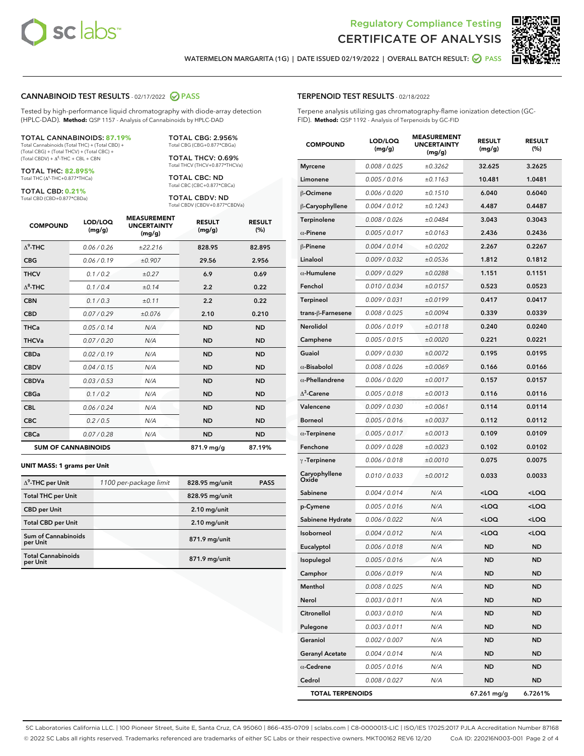# Regulatory Compliance Testing
# CERTIFICATE OF ANALYSIS

WATERMELON MARGARITA (1G) | DATE ISSUED 02/19/2022 | OVERALL BATCH RESULT: PASS

## CANNABINOID TEST RESULTS - 02/17/2022 PASS

Tested by high-performance liquid chromatography with diode-array detection (HPLC-DAD). **Method:** QSP 1157 - Analysis of Cannabinoids by HPLC-DAD

**TOTAL CANNABINOIDS: 87.19%**
Total Cannabinoids (Total THC) + (Total CBD) + (Total CBG) + (Total THCV) + (Total CBC) + (Total CBDV) + $\Delta^8$-THC + CBL + CBN

**TOTAL THC: 82.895%**
Total THC ($\Delta^9$-THC+0.877*THCa)

**TOTAL CBD: 0.21%**
Total CBD (CBD+0.877*CBDa)

**TOTAL CBG: 2.956%**
Total CBG (CBG+0.877*CBGa)

**TOTAL THCV: 0.69%**
Total THCV (THCV+0.877*THCVa)

**TOTAL CBC: ND**
Total CBC (CBC+0.877*CBCa)

**TOTAL CBDV: ND**
Total CBDV (CBDV+0.877*CBDVa)

| COMPOUND | LOD/LOQ (mg/g) | MEASUREMENT UNCERTAINTY (mg/g) | RESULT (mg/g) | RESULT (%) |
|---|---|---|---|---|
| $\Delta^9$-THC | 0.06 / 0.26 | ±22.216 | 828.95 | 82.895 |
| CBG | 0.06 / 0.19 | ±0.907 | 29.56 | 2.956 |
| THCV | 0.1 / 0.2 | ±0.27 | 6.9 | 0.69 |
| $\Delta^8$-THC | 0.1 / 0.4 | ±0.14 | 2.2 | 0.22 |
| CBN | 0.1 / 0.3 | ±0.11 | 2.2 | 0.22 |
| CBD | 0.07 / 0.29 | ±0.076 | 2.10 | 0.210 |
| THCa | 0.05 / 0.14 | N/A | ND | ND |
| THCVa | 0.07 / 0.20 | N/A | ND | ND |
| CBDa | 0.02 / 0.19 | N/A | ND | ND |
| CBDV | 0.04 / 0.15 | N/A | ND | ND |
| CBDVa | 0.03 / 0.53 | N/A | ND | ND |
| CBGa | 0.1 / 0.2 | N/A | ND | ND |
| CBL | 0.06 / 0.24 | N/A | ND | ND |
| CBC | 0.2 / 0.5 | N/A | ND | ND |
| CBCa | 0.07 / 0.28 | N/A | ND | ND |
| **SUM OF CANNABINOIDS** | | | 871.9 mg/g | 87.19% |

**UNIT MASS: 1 grams per Unit**

| | | | |
|---|---|---|---|
| $\Delta^9$-THC per Unit | 1100 per-package limit | 828.95 mg/unit | PASS |
| Total THC per Unit | | 828.95 mg/unit | |
| CBD per Unit | | 2.10 mg/unit | |
| Total CBD per Unit | | 2.10 mg/unit | |
| Sum of Cannabinoids per Unit | | 871.9 mg/unit | |
| Total Cannabinoids per Unit | | 871.9 mg/unit | |

## TERPENOID TEST RESULTS - 02/18/2022

Terpene analysis utilizing gas chromatography-flame ionization detection (GC-FID). **Method:** QSP 1192 - Analysis of Terpenoids by GC-FID

| COMPOUND | LOD/LOQ (mg/g) | MEASUREMENT UNCERTAINTY (mg/g) | RESULT (mg/g) | RESULT (%) |
|---|---|---|---|---|
| Myrcene | 0.008 / 0.025 | ±0.3262 | 32.625 | 3.2625 |
| Limonene | 0.005 / 0.016 | ±0.1163 | 10.481 | 1.0481 |
| β-Ocimene | 0.006 / 0.020 | ±0.1510 | 6.040 | 0.6040 |
| β-Caryophyllene | 0.004 / 0.012 | ±0.1243 | 4.487 | 0.4487 |
| Terpinolene | 0.008 / 0.026 | ±0.0484 | 3.043 | 0.3043 |
| α-Pinene | 0.005 / 0.017 | ±0.0163 | 2.436 | 0.2436 |
| β-Pinene | 0.004 / 0.014 | ±0.0202 | 2.267 | 0.2267 |
| Linalool | 0.009 / 0.032 | ±0.0536 | 1.812 | 0.1812 |
| α-Humulene | 0.009 / 0.029 | ±0.0288 | 1.151 | 0.1151 |
| Fenchol | 0.010 / 0.034 | ±0.0157 | 0.523 | 0.0523 |
| Terpineol | 0.009 / 0.031 | ±0.0199 | 0.417 | 0.0417 |
| trans-β-Farnesene | 0.008 / 0.025 | ±0.0094 | 0.339 | 0.0339 |
| Nerolidol | 0.006 / 0.019 | ±0.0118 | 0.240 | 0.0240 |
| Camphene | 0.005 / 0.015 | ±0.0020 | 0.221 | 0.0221 |
| Guaiol | 0.009 / 0.030 | ±0.0072 | 0.195 | 0.0195 |
| α-Bisabolol | 0.008 / 0.026 | ±0.0069 | 0.166 | 0.0166 |
| α-Phellandrene | 0.006 / 0.020 | ±0.0017 | 0.157 | 0.0157 |
| $\Delta^3$-Carene | 0.005 / 0.018 | ±0.0013 | 0.116 | 0.0116 |
| Valencene | 0.009 / 0.030 | ±0.0061 | 0.114 | 0.0114 |
| Borneol | 0.005 / 0.016 | ±0.0037 | 0.112 | 0.0112 |
| α-Terpinene | 0.005 / 0.017 | ±0.0013 | 0.109 | 0.0109 |
| Fenchone | 0.009 / 0.028 | ±0.0023 | 0.102 | 0.0102 |
| γ-Terpinene | 0.006 / 0.018 | ±0.0010 | 0.075 | 0.0075 |
| Caryophyllene Oxide | 0.010 / 0.033 | ±0.0012 | 0.033 | 0.0033 |
| Sabinene | 0.004 / 0.014 | N/A | <LOQ | <LOQ |
| p-Cymene | 0.005 / 0.016 | N/A | <LOQ | <LOQ |
| Sabinene Hydrate | 0.006 / 0.022 | N/A | <LOQ | <LOQ |
| Isoborneol | 0.004 / 0.012 | N/A | <LOQ | <LOQ |
| Eucalyptol | 0.006 / 0.018 | N/A | ND | ND |
| Isopulegol | 0.005 / 0.016 | N/A | ND | ND |
| Camphor | 0.006 / 0.019 | N/A | ND | ND |
| Menthol | 0.008 / 0.025 | N/A | ND | ND |
| Nerol | 0.003 / 0.011 | N/A | ND | ND |
| Citronellol | 0.003 / 0.010 | N/A | ND | ND |
| Pulegone | 0.003 / 0.011 | N/A | ND | ND |
| Geraniol | 0.002 / 0.007 | N/A | ND | ND |
| Geranyl Acetate | 0.004 / 0.014 | N/A | ND | ND |
| α-Cedrene | 0.005 / 0.016 | N/A | ND | ND |
| Cedrol | 0.008 / 0.027 | N/A | ND | ND |
| **TOTAL TERPENOIDS** | | | 67.261 mg/g | 6.7261% |

SC Laboratories California LLC. | 100 Pioneer Street, Suite E, Santa Cruz, CA 95060 | 866-435-0709 | sclabs.com | C8-0000013-LIC | ISO/IES 17025:2017 PJLA Accreditation Number 87168
© 2022 SC Labs all rights reserved. Trademarks referenced are trademarks of either SC Labs or their respective owners. MKT00162 REV6 12/20 CoA ID: 220216N003-001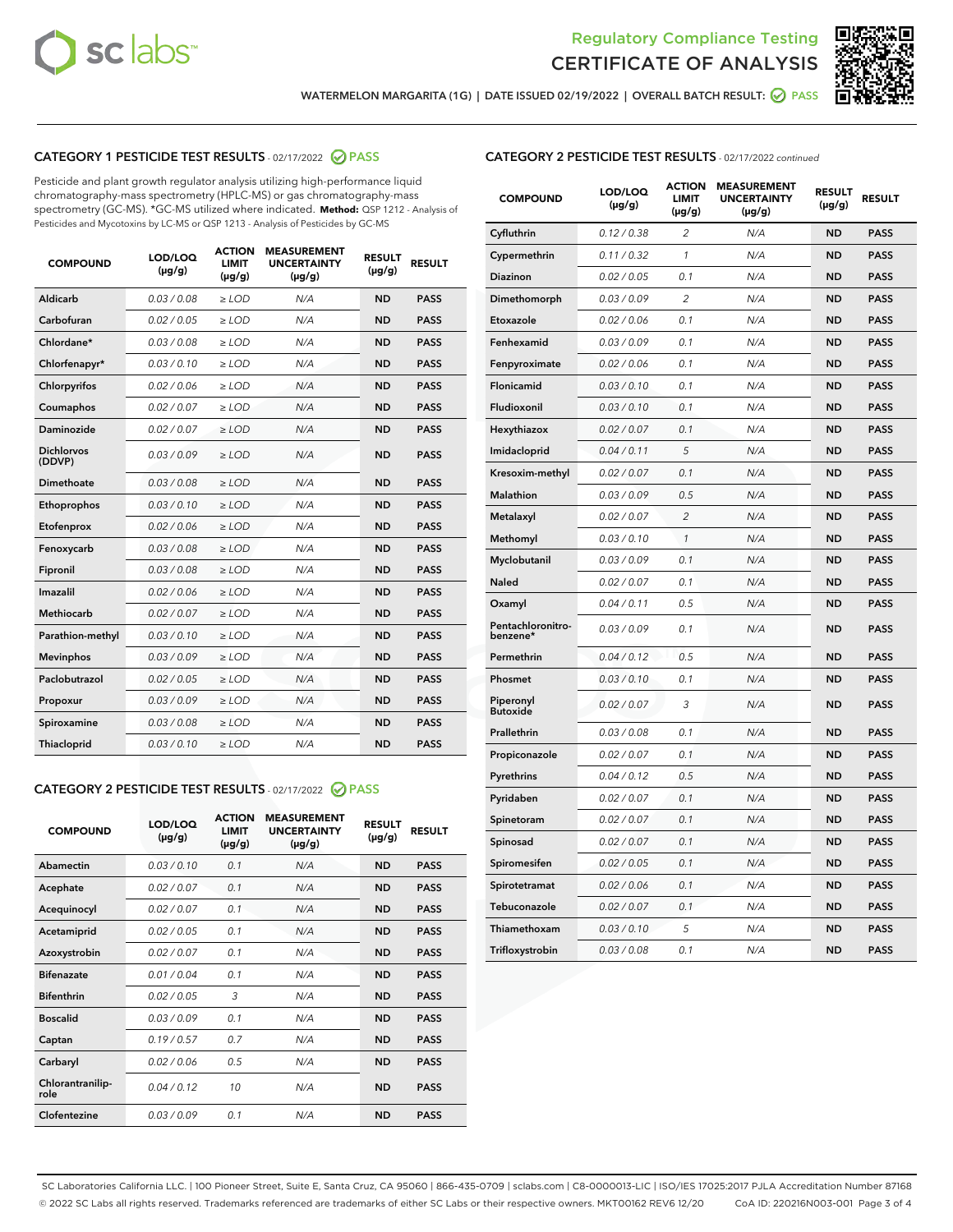Regulatory Compliance Testing
CERTIFICATE OF ANALYSIS

WATERMELON MARGARITA (1G) | DATE ISSUED 02/19/2022 | OVERALL BATCH RESULT: PASS

## CATEGORY 1 PESTICIDE TEST RESULTS - 02/17/2022 PASS

Pesticide and plant growth regulator analysis utilizing high-performance liquid chromatography-mass spectrometry (HPLC-MS) or gas chromatography-mass spectrometry (GC-MS). *GC-MS utilized where indicated. **Method:** QSP 1212 - Analysis of Pesticides and Mycotoxins by LC-MS or QSP 1213 - Analysis of Pesticides by GC-MS

| COMPOUND | LOD/LOQ (µg/g) | ACTION LIMIT (µg/g) | MEASUREMENT UNCERTAINTY (µg/g) | RESULT (µg/g) | RESULT |
|---|---|---|---|---|---|
| Aldicarb | 0.03 / 0.08 | ≥ LOD | N/A | ND | PASS |
| Carbofuran | 0.02 / 0.05 | ≥ LOD | N/A | ND | PASS |
| Chlordane* | 0.03 / 0.08 | ≥ LOD | N/A | ND | PASS |
| Chlorfenapyr* | 0.03 / 0.10 | ≥ LOD | N/A | ND | PASS |
| Chlorpyrifos | 0.02 / 0.06 | ≥ LOD | N/A | ND | PASS |
| Coumaphos | 0.02 / 0.07 | ≥ LOD | N/A | ND | PASS |
| Daminozide | 0.02 / 0.07 | ≥ LOD | N/A | ND | PASS |
| Dichlorvos (DDVP) | 0.03 / 0.09 | ≥ LOD | N/A | ND | PASS |
| Dimethoate | 0.03 / 0.08 | ≥ LOD | N/A | ND | PASS |
| Ethoprophos | 0.03 / 0.10 | ≥ LOD | N/A | ND | PASS |
| Etofenprox | 0.02 / 0.06 | ≥ LOD | N/A | ND | PASS |
| Fenoxycarb | 0.03 / 0.08 | ≥ LOD | N/A | ND | PASS |
| Fipronil | 0.03 / 0.08 | ≥ LOD | N/A | ND | PASS |
| Imazalil | 0.02 / 0.06 | ≥ LOD | N/A | ND | PASS |
| Methiocarb | 0.02 / 0.07 | ≥ LOD | N/A | ND | PASS |
| Parathion-methyl | 0.03 / 0.10 | ≥ LOD | N/A | ND | PASS |
| Mevinphos | 0.03 / 0.09 | ≥ LOD | N/A | ND | PASS |
| Paclobutrazol | 0.02 / 0.05 | ≥ LOD | N/A | ND | PASS |
| Propoxur | 0.03 / 0.09 | ≥ LOD | N/A | ND | PASS |
| Spiroxamine | 0.03 / 0.08 | ≥ LOD | N/A | ND | PASS |
| Thiacloprid | 0.03 / 0.10 | ≥ LOD | N/A | ND | PASS |

## CATEGORY 2 PESTICIDE TEST RESULTS - 02/17/2022 PASS

| COMPOUND | LOD/LOQ (µg/g) | ACTION LIMIT (µg/g) | MEASUREMENT UNCERTAINTY (µg/g) | RESULT (µg/g) | RESULT |
|---|---|---|---|---|---|
| Abamectin | 0.03 / 0.10 | 0.1 | N/A | ND | PASS |
| Acephate | 0.02 / 0.07 | 0.1 | N/A | ND | PASS |
| Acequinocyl | 0.02 / 0.07 | 0.1 | N/A | ND | PASS |
| Acetamiprid | 0.02 / 0.05 | 0.1 | N/A | ND | PASS |
| Azoxystrobin | 0.02 / 0.07 | 0.1 | N/A | ND | PASS |
| Bifenazate | 0.01 / 0.04 | 0.1 | N/A | ND | PASS |
| Bifenthrin | 0.02 / 0.05 | 3 | N/A | ND | PASS |
| Boscalid | 0.03 / 0.09 | 0.1 | N/A | ND | PASS |
| Captan | 0.19 / 0.57 | 0.7 | N/A | ND | PASS |
| Carbaryl | 0.02 / 0.06 | 0.5 | N/A | ND | PASS |
| Chlorantraniliprole | 0.04 / 0.12 | 10 | N/A | ND | PASS |
| Clofentezine | 0.03 / 0.09 | 0.1 | N/A | ND | PASS |
| Cyfluthrin | 0.12 / 0.38 | 2 | N/A | ND | PASS |
| Cypermethrin | 0.11 / 0.32 | 1 | N/A | ND | PASS |
| Diazinon | 0.02 / 0.05 | 0.1 | N/A | ND | PASS |
| Dimethomorph | 0.03 / 0.09 | 2 | N/A | ND | PASS |
| Etoxazole | 0.02 / 0.06 | 0.1 | N/A | ND | PASS |
| Fenhexamid | 0.03 / 0.09 | 0.1 | N/A | ND | PASS |
| Fenpyroximate | 0.02 / 0.06 | 0.1 | N/A | ND | PASS |
| Flonicamid | 0.03 / 0.10 | 0.1 | N/A | ND | PASS |
| Fludioxonil | 0.03 / 0.10 | 0.1 | N/A | ND | PASS |
| Hexythiazox | 0.02 / 0.07 | 0.1 | N/A | ND | PASS |
| Imidacloprid | 0.04 / 0.11 | 5 | N/A | ND | PASS |
| Kresoxim-methyl | 0.02 / 0.07 | 0.1 | N/A | ND | PASS |
| Malathion | 0.03 / 0.09 | 0.5 | N/A | ND | PASS |
| Metalaxyl | 0.02 / 0.07 | 2 | N/A | ND | PASS |
| Methomyl | 0.03 / 0.10 | 1 | N/A | ND | PASS |
| Myclobutanil | 0.03 / 0.09 | 0.1 | N/A | ND | PASS |
| Naled | 0.02 / 0.07 | 0.1 | N/A | ND | PASS |
| Oxamyl | 0.04 / 0.11 | 0.5 | N/A | ND | PASS |
| Pentachloronitrobenzene* | 0.03 / 0.09 | 0.1 | N/A | ND | PASS |
| Permethrin | 0.04 / 0.12 | 0.5 | N/A | ND | PASS |
| Phosmet | 0.03 / 0.10 | 0.1 | N/A | ND | PASS |
| Piperonyl Butoxide | 0.02 / 0.07 | 3 | N/A | ND | PASS |
| Prallethrin | 0.03 / 0.08 | 0.1 | N/A | ND | PASS |
| Propiconazole | 0.02 / 0.07 | 0.1 | N/A | ND | PASS |
| Pyrethrins | 0.04 / 0.12 | 0.5 | N/A | ND | PASS |
| Pyridaben | 0.02 / 0.07 | 0.1 | N/A | ND | PASS |
| Spinetoram | 0.02 / 0.07 | 0.1 | N/A | ND | PASS |
| Spinosad | 0.02 / 0.07 | 0.1 | N/A | ND | PASS |
| Spiromesifen | 0.02 / 0.05 | 0.1 | N/A | ND | PASS |
| Spirotetramat | 0.02 / 0.06 | 0.1 | N/A | ND | PASS |
| Tebuconazole | 0.02 / 0.07 | 0.1 | N/A | ND | PASS |
| Thiamethoxam | 0.03 / 0.10 | 5 | N/A | ND | PASS |
| Trifloxystrobin | 0.03 / 0.08 | 0.1 | N/A | ND | PASS |

SC Laboratories California LLC. | 100 Pioneer Street, Suite E, Santa Cruz, CA 95060 | 866-435-0709 | sclabs.com | C8-0000013-LIC | ISO/IES 17025:2017 PJLA Accreditation Number 87168
© 2022 SC Labs all rights reserved. Trademarks referenced are trademarks of either SC Labs or their respective owners. MKT00162 REV6 12/20 CoA ID: 220216N003-001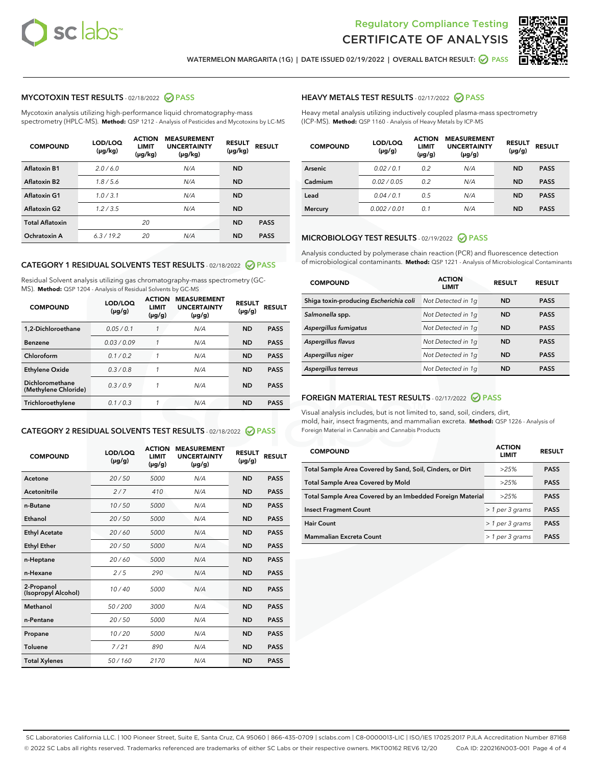# Regulatory Compliance Testing
# CERTIFICATE OF ANALYSIS

WATERMELON MARGARITA (1G) | DATE ISSUED 02/19/2022 | OVERALL BATCH RESULT: PASS

## MYCOTOXIN TEST RESULTS - 02/18/2022 PASS

Mycotoxin analysis utilizing high-performance liquid chromatography-mass spectrometry (HPLC-MS). **Method:** QSP 1212 - Analysis of Pesticides and Mycotoxins by LC-MS

| COMPOUND | LOD/LOQ (µg/kg) | ACTION LIMIT (µg/kg) | MEASUREMENT UNCERTAINTY (µg/kg) | RESULT (µg/kg) | RESULT |
|---|---|---|---|---|---|
| Aflatoxin B1 | 2.0 / 6.0 | | N/A | ND | |
| Aflatoxin B2 | 1.8 / 5.6 | | N/A | ND | |
| Aflatoxin G1 | 1.0 / 3.1 | | N/A | ND | |
| Aflatoxin G2 | 1.2 / 3.5 | | N/A | ND | |
| Total Aflatoxin | | 20 | | ND | PASS |
| Ochratoxin A | 6.3 / 19.2 | 20 | N/A | ND | PASS |

## CATEGORY 1 RESIDUAL SOLVENTS TEST RESULTS - 02/18/2022 PASS

Residual Solvent analysis utilizing gas chromatography-mass spectrometry (GC-MS). **Method:** QSP 1204 - Analysis of Residual Solvents by GC-MS

| COMPOUND | LOD/LOQ (µg/g) | ACTION LIMIT (µg/g) | MEASUREMENT UNCERTAINTY (µg/g) | RESULT (µg/g) | RESULT |
|---|---|---|---|---|---|
| 1,2-Dichloroethane | 0.05 / 0.1 | 1 | N/A | ND | PASS |
| Benzene | 0.03 / 0.09 | 1 | N/A | ND | PASS |
| Chloroform | 0.1 / 0.2 | 1 | N/A | ND | PASS |
| Ethylene Oxide | 0.3 / 0.8 | 1 | N/A | ND | PASS |
| Dichloromethane (Methylene Chloride) | 0.3 / 0.9 | 1 | N/A | ND | PASS |
| Trichloroethylene | 0.1 / 0.3 | 1 | N/A | ND | PASS |

## CATEGORY 2 RESIDUAL SOLVENTS TEST RESULTS - 02/18/2022 PASS

| COMPOUND | LOD/LOQ (µg/g) | ACTION LIMIT (µg/g) | MEASUREMENT UNCERTAINTY (µg/g) | RESULT (µg/g) | RESULT |
|---|---|---|---|---|---|
| Acetone | 20 / 50 | 5000 | N/A | ND | PASS |
| Acetonitrile | 2 / 7 | 410 | N/A | ND | PASS |
| n-Butane | 10 / 50 | 5000 | N/A | ND | PASS |
| Ethanol | 20 / 50 | 5000 | N/A | ND | PASS |
| Ethyl Acetate | 20 / 60 | 5000 | N/A | ND | PASS |
| Ethyl Ether | 20 / 50 | 5000 | N/A | ND | PASS |
| n-Heptane | 20 / 60 | 5000 | N/A | ND | PASS |
| n-Hexane | 2 / 5 | 290 | N/A | ND | PASS |
| 2-Propanol (Isopropyl Alcohol) | 10 / 40 | 5000 | N/A | ND | PASS |
| Methanol | 50 / 200 | 3000 | N/A | ND | PASS |
| n-Pentane | 20 / 50 | 5000 | N/A | ND | PASS |
| Propane | 10 / 20 | 5000 | N/A | ND | PASS |
| Toluene | 7 / 21 | 890 | N/A | ND | PASS |
| Total Xylenes | 50 / 160 | 2170 | N/A | ND | PASS |

## HEAVY METALS TEST RESULTS - 02/17/2022 PASS

Heavy metal analysis utilizing inductively coupled plasma-mass spectrometry (ICP-MS). **Method:** QSP 1160 - Analysis of Heavy Metals by ICP-MS

| COMPOUND | LOD/LOQ (µg/g) | ACTION LIMIT (µg/g) | MEASUREMENT UNCERTAINTY (µg/g) | RESULT (µg/g) | RESULT |
|---|---|---|---|---|---|
| Arsenic | 0.02 / 0.1 | 0.2 | N/A | ND | PASS |
| Cadmium | 0.02 / 0.05 | 0.2 | N/A | ND | PASS |
| Lead | 0.04 / 0.1 | 0.5 | N/A | ND | PASS |
| Mercury | 0.002 / 0.01 | 0.1 | N/A | ND | PASS |

## MICROBIOLOGY TEST RESULTS - 02/19/2022 PASS

Analysis conducted by polymerase chain reaction (PCR) and fluorescence detection of microbiological contaminants. **Method:** QSP 1221 - Analysis of Microbiological Contaminants

| COMPOUND | ACTION LIMIT | RESULT | RESULT |
|---|---|---|---|
| Shiga toxin-producing *Escherichia coli* | Not Detected in 1g | ND | PASS |
| *Salmonella* spp. | Not Detected in 1g | ND | PASS |
| *Aspergillus fumigatus* | Not Detected in 1g | ND | PASS |
| *Aspergillus flavus* | Not Detected in 1g | ND | PASS |
| *Aspergillus niger* | Not Detected in 1g | ND | PASS |
| *Aspergillus terreus* | Not Detected in 1g | ND | PASS |

## FOREIGN MATERIAL TEST RESULTS - 02/17/2022 PASS

Visual analysis includes, but is not limited to, sand, soil, cinders, dirt, mold, hair, insect fragments, and mammalian excreta. **Method:** QSP 1226 - Analysis of Foreign Material in Cannabis and Cannabis Products

| COMPOUND | ACTION LIMIT | RESULT |
|---|---|---|
| Total Sample Area Covered by Sand, Soil, Cinders, or Dirt | >25% | PASS |
| Total Sample Area Covered by Mold | >25% | PASS |
| Total Sample Area Covered by an Imbedded Foreign Material | >25% | PASS |
| Insect Fragment Count | > 1 per 3 grams | PASS |
| Hair Count | > 1 per 3 grams | PASS |
| Mammalian Excreta Count | > 1 per 3 grams | PASS |

SC Laboratories California LLC. | 100 Pioneer Street, Suite E, Santa Cruz, CA 95060 | 866-435-0709 | sclabs.com | C8-0000013-LIC | ISO/IES 17025:2017 PJLA Accreditation Number 87168
© 2022 SC Labs all rights reserved. Trademarks referenced are trademarks of either SC Labs or their respective owners. MKT00162 REV6 12/20 CoA ID: 220216N003-001